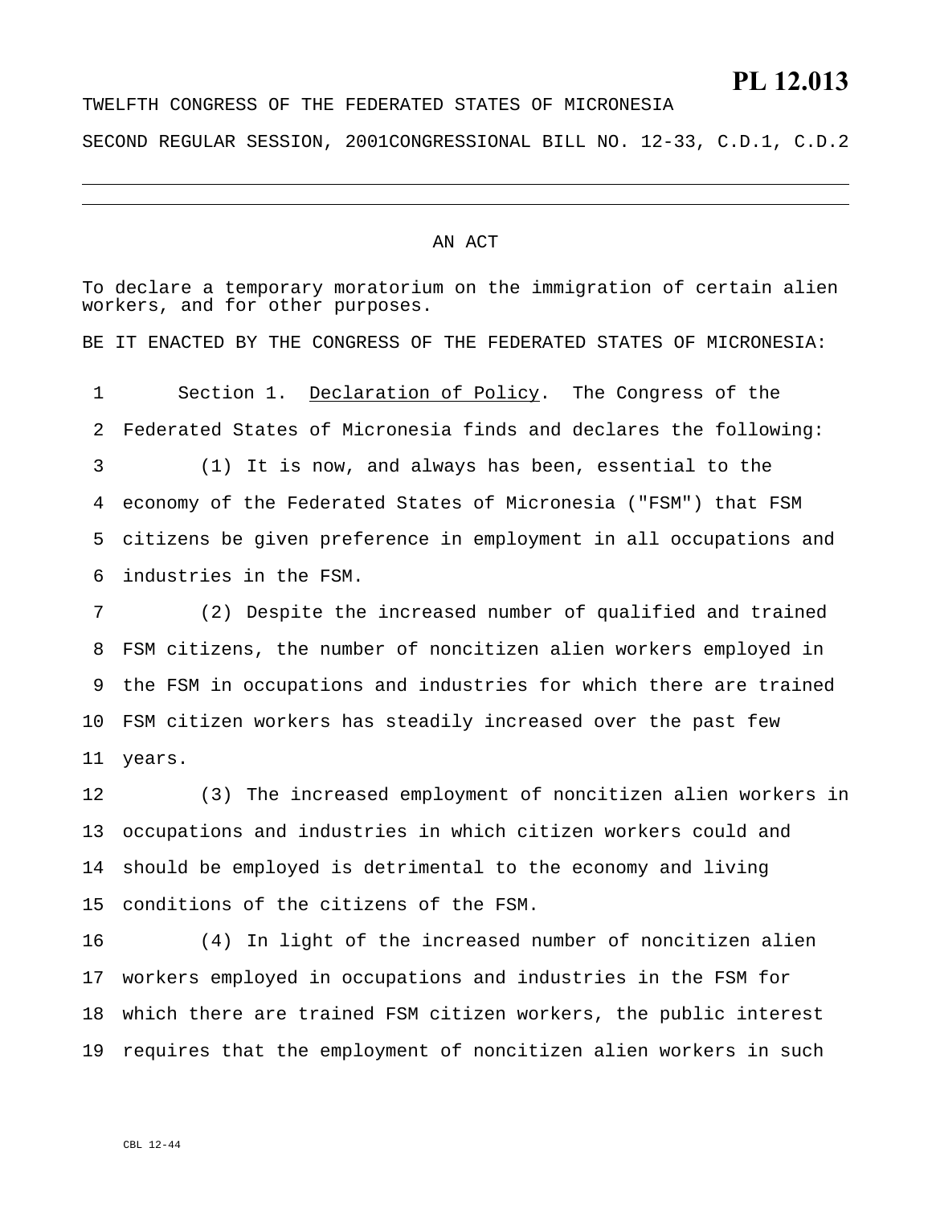**PL 12.013**

TWELFTH CONGRESS OF THE FEDERATED STATES OF MICRONESIA

SECOND REGULAR SESSION, 2001 CONGRESSIONAL BILL NO. 12-33, C.D.1, C.D.2

---

AN ACT

To declare a temporary moratorium on the immigration of certain alien workers, and for other purposes.

BE IT ENACTED BY THE CONGRESS OF THE FEDERATED STATES OF MICRONESIA:

1 Section 1. Declaration of Policy. The Congress of the
2 Federated States of Micronesia finds and declares the following:
3 (1) It is now, and always has been, essential to the
4 economy of the Federated States of Micronesia ("FSM") that FSM
5 citizens be given preference in employment in all occupations and
6 industries in the FSM.
7 (2) Despite the increased number of qualified and trained
8 FSM citizens, the number of noncitizen alien workers employed in
9 the FSM in occupations and industries for which there are trained
10 FSM citizen workers has steadily increased over the past few
11 years.
12 (3) The increased employment of noncitizen alien workers in
13 occupations and industries in which citizen workers could and
14 should be employed is detrimental to the economy and living
15 conditions of the citizens of the FSM.
16 (4) In light of the increased number of noncitizen alien
17 workers employed in occupations and industries in the FSM for
18 which there are trained FSM citizen workers, the public interest
19 requires that the employment of noncitizen alien workers in such

CBL 12-44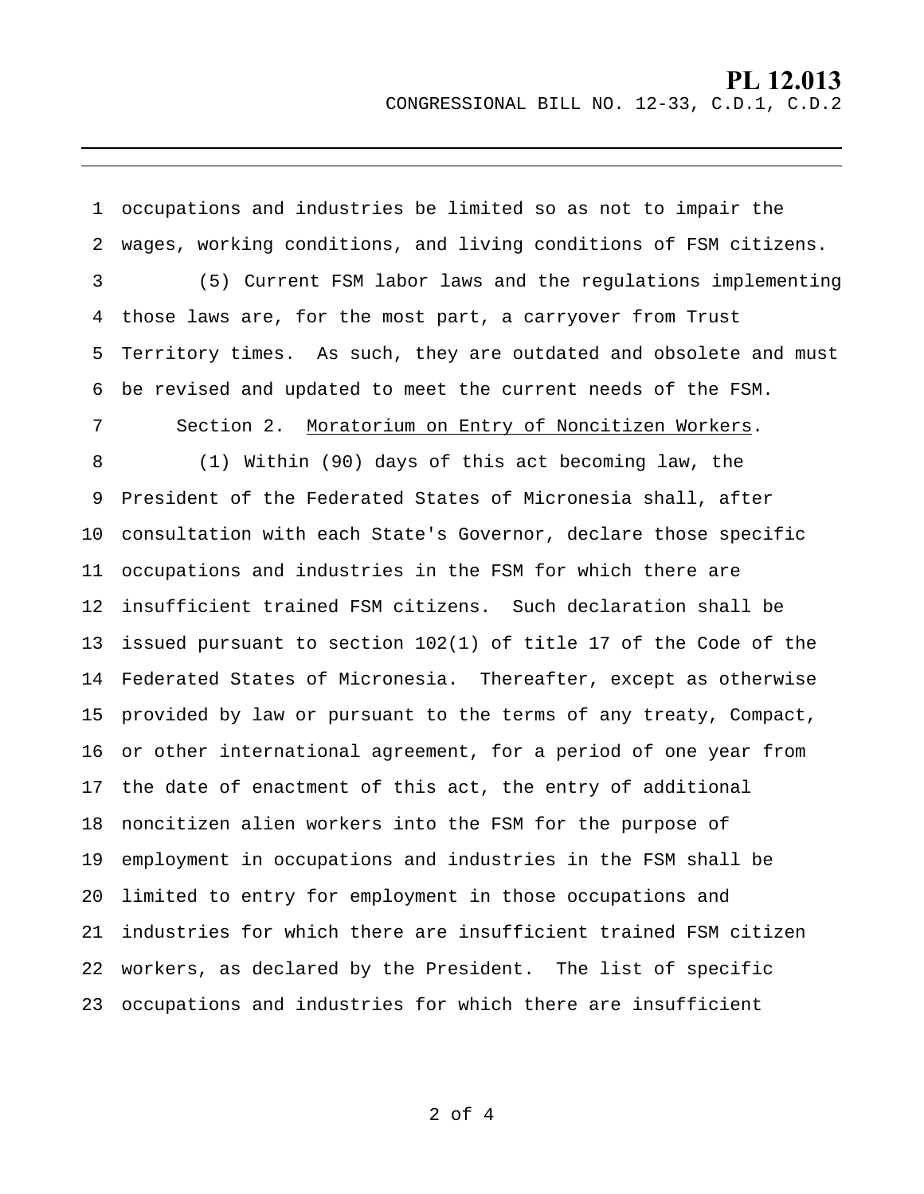occupations and industries be limited so as not to impair the wages, working conditions, and living conditions of FSM citizens.

(5) Current FSM labor laws and the regulations implementing those laws are, for the most part, a carryover from Trust Territory times. As such, they are outdated and obsolete and must be revised and updated to meet the current needs of the FSM.

Section 2. Moratorium on Entry of Noncitizen Workers.

(1) Within (90) days of this act becoming law, the President of the Federated States of Micronesia shall, after consultation with each State's Governor, declare those specific occupations and industries in the FSM for which there are insufficient trained FSM citizens. Such declaration shall be issued pursuant to section 102(1) of title 17 of the Code of the Federated States of Micronesia. Thereafter, except as otherwise provided by law or pursuant to the terms of any treaty, Compact, or other international agreement, for a period of one year from the date of enactment of this act, the entry of additional noncitizen alien workers into the FSM for the purpose of employment in occupations and industries in the FSM shall be limited to entry for employment in those occupations and industries for which there are insufficient trained FSM citizen workers, as declared by the President. The list of specific occupations and industries for which there are insufficient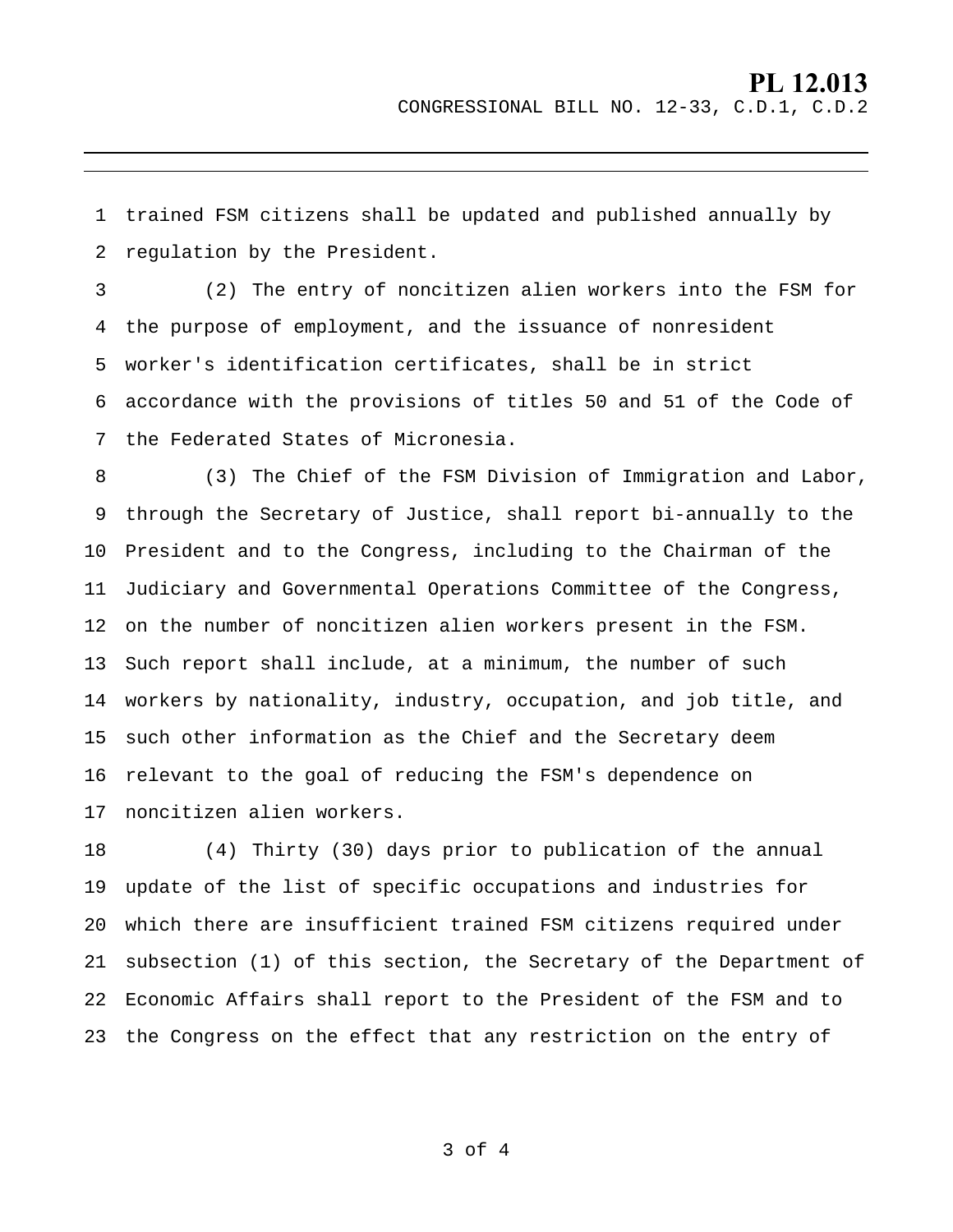trained FSM citizens shall be updated and published annually by regulation by the President.

(2) The entry of noncitizen alien workers into the FSM for the purpose of employment, and the issuance of nonresident worker's identification certificates, shall be in strict accordance with the provisions of titles 50 and 51 of the Code of the Federated States of Micronesia.

(3) The Chief of the FSM Division of Immigration and Labor, through the Secretary of Justice, shall report bi-annually to the President and to the Congress, including to the Chairman of the Judiciary and Governmental Operations Committee of the Congress, on the number of noncitizen alien workers present in the FSM. Such report shall include, at a minimum, the number of such workers by nationality, industry, occupation, and job title, and such other information as the Chief and the Secretary deem relevant to the goal of reducing the FSM's dependence on noncitizen alien workers.

(4) Thirty (30) days prior to publication of the annual update of the list of specific occupations and industries for which there are insufficient trained FSM citizens required under subsection (1) of this section, the Secretary of the Department of Economic Affairs shall report to the President of the FSM and to the Congress on the effect that any restriction on the entry of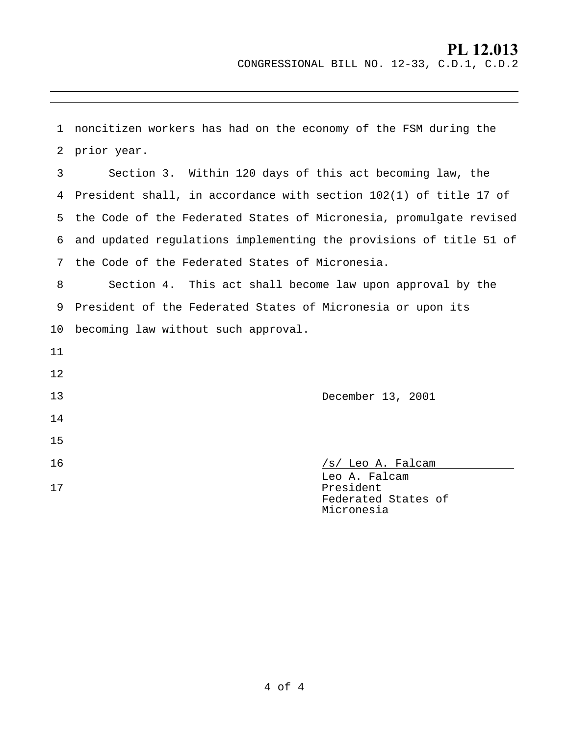noncitizen workers has had on the economy of the FSM during the prior year.

Section 3. Within 120 days of this act becoming law, the President shall, in accordance with section 102(1) of title 17 of the Code of the Federated States of Micronesia, promulgate revised and updated regulations implementing the provisions of title 51 of the Code of the Federated States of Micronesia.

Section 4. This act shall become law upon approval by the President of the Federated States of Micronesia or upon its becoming law without such approval.

December 13, 2001

/s/ Leo A. Falcam

Leo A. Falcam
President
Federated States of Micronesia